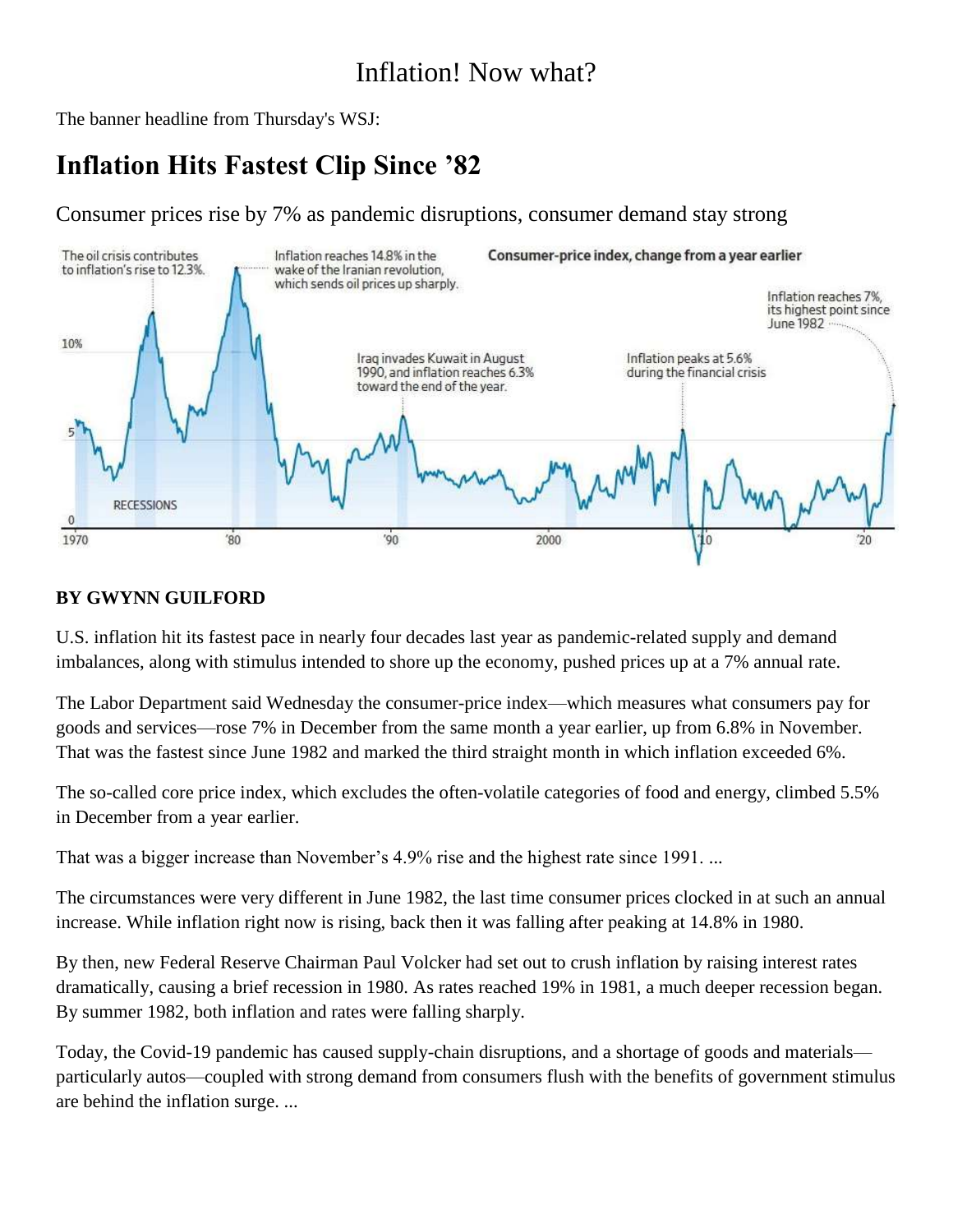# Inflation! Now what?

The banner headline from Thursday's WSJ:

## Inflation Hits Fastest Clip Since '82

Consumer prices rise by 7% as pandemic disruptions, consumer demand stay strong

**BY GWYNN GUILFORD**

U.S. inflation hit its fastest pace in nearly four decades last year as pandemic-related supply and demand imbalances, along with stimulus intended to shore up the economy, pushed prices up at a 7% annual rate.

The Labor Department said Wednesday the consumer-price index—which measures what consumers pay for goods and services—rose 7% in December from the same month a year earlier, up from 6.8% in November. That was the fastest since June 1982 and marked the third straight month in which inflation exceeded 6%.

The so-called core price index, which excludes the often-volatile categories of food and energy, climbed 5.5% in December from a year earlier.

That was a bigger increase than November's 4.9% rise and the highest rate since 1991. ...

The circumstances were very different in June 1982, the last time consumer prices clocked in at such an annual increase. While inflation right now is rising, back then it was falling after peaking at 14.8% in 1980.

By then, new Federal Reserve Chairman Paul Volcker had set out to crush inflation by raising interest rates dramatically, causing a brief recession in 1980. As rates reached 19% in 1981, a much deeper recession began. By summer 1982, both inflation and rates were falling sharply.

Today, the Covid-19 pandemic has caused supply-chain disruptions, and a shortage of goods and materials—particularly autos—coupled with strong demand from consumers flush with the benefits of government stimulus are behind the inflation surge. ...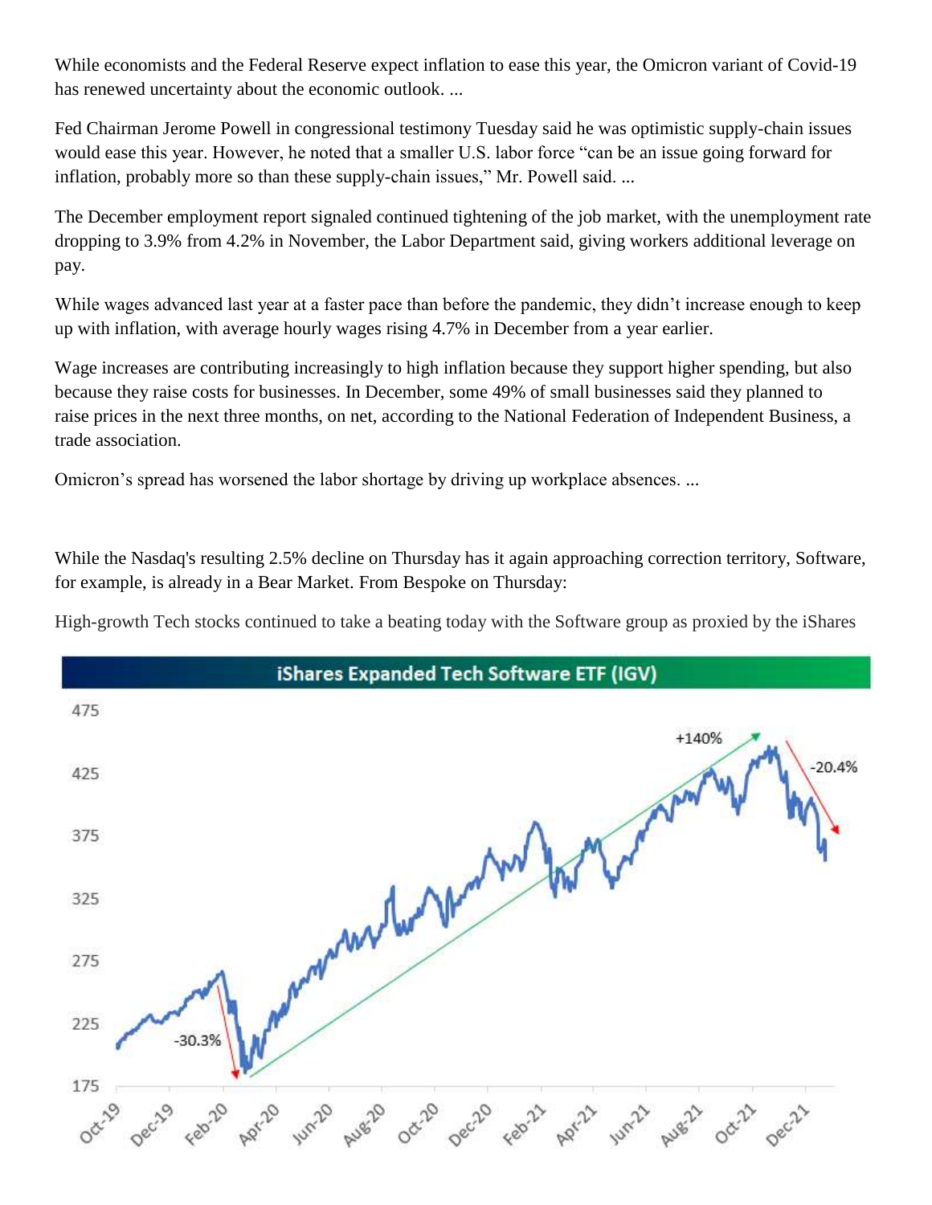While economists and the Federal Reserve expect inflation to ease this year, the Omicron variant of Covid-19 has renewed uncertainty about the economic outlook. ...

Fed Chairman Jerome Powell in congressional testimony Tuesday said he was optimistic supply-chain issues would ease this year. However, he noted that a smaller U.S. labor force "can be an issue going forward for inflation, probably more so than these supply-chain issues," Mr. Powell said. ...

The December employment report signaled continued tightening of the job market, with the unemployment rate dropping to 3.9% from 4.2% in November, the Labor Department said, giving workers additional leverage on pay.

While wages advanced last year at a faster pace than before the pandemic, they didn't increase enough to keep up with inflation, with average hourly wages rising 4.7% in December from a year earlier.

Wage increases are contributing increasingly to high inflation because they support higher spending, but also because they raise costs for businesses. In December, some 49% of small businesses said they planned to raise prices in the next three months, on net, according to the National Federation of Independent Business, a trade association.

Omicron's spread has worsened the labor shortage by driving up workplace absences. ...

While the Nasdaq's resulting 2.5% decline on Thursday has it again approaching correction territory, Software, for example, is already in a Bear Market. From Bespoke on Thursday:

High-growth Tech stocks continued to take a beating today with the Software group as proxied by the iShares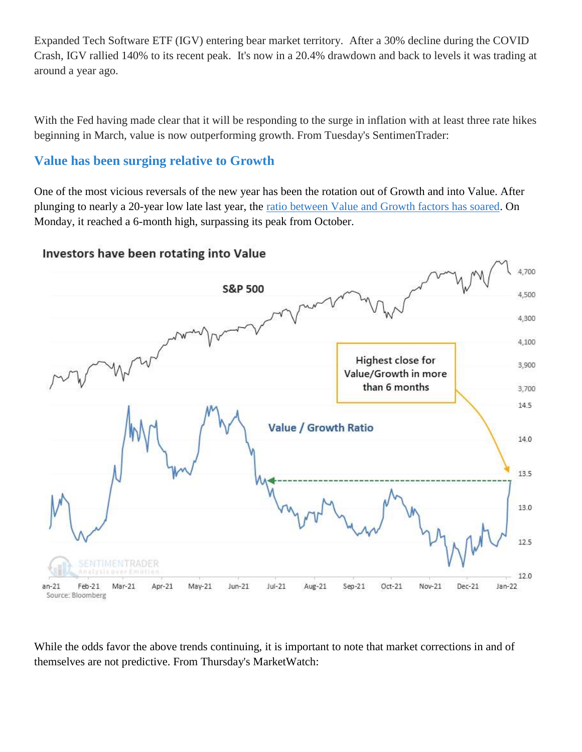Expanded Tech Software ETF (IGV) entering bear market territory. After a 30% decline during the COVID Crash, IGV rallied 140% to its recent peak. It's now in a 20.4% drawdown and back to levels it was trading at around a year ago.

With the Fed having made clear that it will be responding to the surge in inflation with at least three rate hikes beginning in March, value is now outperforming growth. From Tuesday's SentimenTrader:

### Value has been surging relative to Growth

One of the most vicious reversals of the new year has been the rotation out of Growth and into Value. After plunging to nearly a 20-year low late last year, the ratio between Value and Growth factors has soared. On Monday, it reached a 6-month high, surpassing its peak from October.

While the odds favor the above trends continuing, it is important to note that market corrections in and of themselves are not predictive. From Thursday's MarketWatch: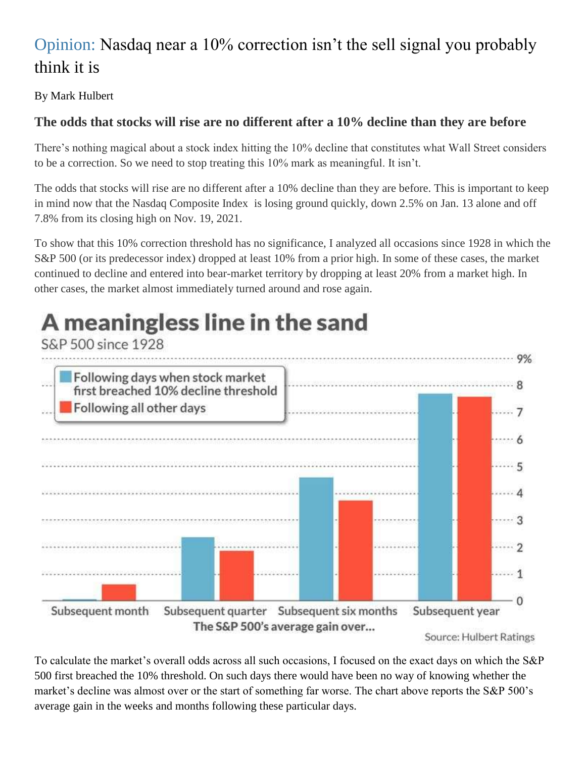# Opinion: Nasdaq near a 10% correction isn't the sell signal you probably think it is

By Mark Hulbert

### The odds that stocks will rise are no different after a 10% decline than they are before

There's nothing magical about a stock index hitting the 10% decline that constitutes what Wall Street considers to be a correction. So we need to stop treating this 10% mark as meaningful. It isn't.

The odds that stocks will rise are no different after a 10% decline than they are before. This is important to keep in mind now that the Nasdaq Composite Index is losing ground quickly, down 2.5% on Jan. 13 alone and off 7.8% from its closing high on Nov. 19, 2021.

To show that this 10% correction threshold has no significance, I analyzed all occasions since 1928 in which the S&P 500 (or its predecessor index) dropped at least 10% from a prior high. In some of these cases, the market continued to decline and entered into bear-market territory by dropping at least 20% from a market high. In other cases, the market almost immediately turned around and rose again.

**A meaningless line in the sand**

S&P 500 since 1928

| The S&P 500's average gain over... | Following days when stock market first breached 10% decline threshold | Following all other days |
|---|---|---|
| Subsequent month | ~0.05% | ~0.6% |
| Subsequent quarter | ~2.3% | ~1.8% |
| Subsequent six months | ~4.5% | ~3.7% |
| Subsequent year | ~7.7% | ~7.6% |

Source: Hulbert Ratings

To calculate the market's overall odds across all such occasions, I focused on the exact days on which the S&P 500 first breached the 10% threshold. On such days there would have been no way of knowing whether the market's decline was almost over or the start of something far worse. The chart above reports the S&P 500's average gain in the weeks and months following these particular days.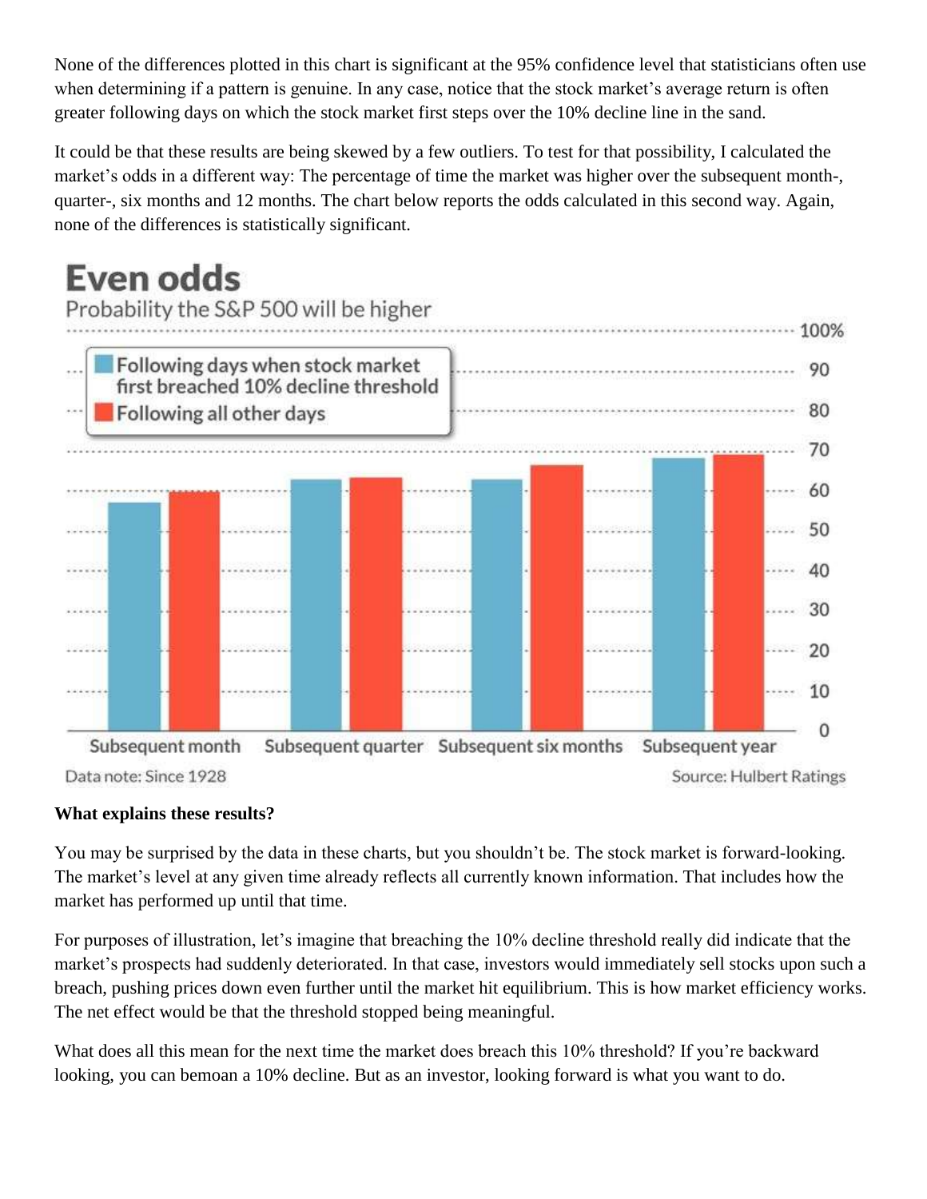None of the differences plotted in this chart is significant at the 95% confidence level that statisticians often use when determining if a pattern is genuine. In any case, notice that the stock market's average return is often greater following days on which the stock market first steps over the 10% decline line in the sand.

It could be that these results are being skewed by a few outliers. To test for that possibility, I calculated the market's odds in a different way: The percentage of time the market was higher over the subsequent month-, quarter-, six months and 12 months. The chart below reports the odds calculated in this second way. Again, none of the differences is statistically significant.

**Even odds**

Probability the S&P 500 will be higher

Following days when stock market first breached 10% decline threshold

Following all other days

100%
90
80
70
60
50
40
30
20
10
0

Subsequent month
Subsequent quarter
Subsequent six months
Subsequent year

Data note: Since 1928

Source: Hulbert Ratings

**What explains these results?**

You may be surprised by the data in these charts, but you shouldn't be. The stock market is forward-looking. The market's level at any given time already reflects all currently known information. That includes how the market has performed up until that time.

For purposes of illustration, let's imagine that breaching the 10% decline threshold really did indicate that the market's prospects had suddenly deteriorated. In that case, investors would immediately sell stocks upon such a breach, pushing prices down even further until the market hit equilibrium. This is how market efficiency works. The net effect would be that the threshold stopped being meaningful.

What does all this mean for the next time the market does breach this 10% threshold? If you're backward looking, you can bemoan a 10% decline. But as an investor, looking forward is what you want to do.